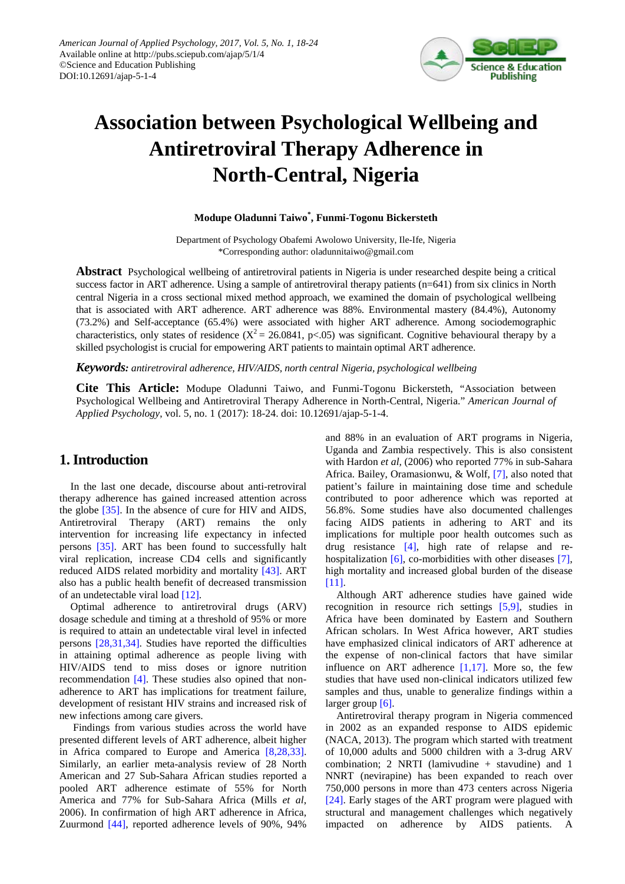# Association between Psychological Wellbeing and Antiretroviral Therapy Adherence in North-Central, Nigeria

**Modupe Oladunni Taiwo*, Funmi-Togonu Bickersteth**

Department of Psychology Obafemi Awolowo University, Ile-Ife, Nigeria
*Corresponding author: oladunnitaiwo@gmail.com

**Abstract** Psychological wellbeing of antiretroviral patients in Nigeria is under researched despite being a critical success factor in ART adherence. Using a sample of antiretroviral therapy patients (n=641) from six clinics in North central Nigeria in a cross sectional mixed method approach, we examined the domain of psychological wellbeing that is associated with ART adherence. ART adherence was 88%. Environmental mastery (84.4%), Autonomy (73.2%) and Self-acceptance (65.4%) were associated with higher ART adherence. Among sociodemographic characteristics, only states of residence ($X^2 = 26.0841$, $p<.05$) was significant. Cognitive behavioural therapy by a skilled psychologist is crucial for empowering ART patients to maintain optimal ART adherence.

***Keywords:*** *antiretroviral adherence, HIV/AIDS, north central Nigeria, psychological wellbeing*

**Cite This Article:** Modupe Oladunni Taiwo, and Funmi-Togonu Bickersteth, "Association between Psychological Wellbeing and Antiretroviral Therapy Adherence in North-Central, Nigeria." *American Journal of Applied Psychology*, vol. 5, no. 1 (2017): 18-24. doi: 10.12691/ajap-5-1-4.

## 1. Introduction

In the last one decade, discourse about anti-retroviral therapy adherence has gained increased attention across the globe [35]. In the absence of cure for HIV and AIDS, Antiretroviral Therapy (ART) remains the only intervention for increasing life expectancy in infected persons [35]. ART has been found to successfully halt viral replication, increase CD4 cells and significantly reduced AIDS related morbidity and mortality [43]. ART also has a public health benefit of decreased transmission of an undetectable viral load [12].

Optimal adherence to antiretroviral drugs (ARV) dosage schedule and timing at a threshold of 95% or more is required to attain an undetectable viral level in infected persons [28,31,34]. Studies have reported the difficulties in attaining optimal adherence as people living with HIV/AIDS tend to miss doses or ignore nutrition recommendation [4]. These studies also opined that non-adherence to ART has implications for treatment failure, development of resistant HIV strains and increased risk of new infections among care givers.

Findings from various studies across the world have presented different levels of ART adherence, albeit higher in Africa compared to Europe and America [8,28,33]. Similarly, an earlier meta-analysis review of 28 North American and 27 Sub-Sahara African studies reported a pooled ART adherence estimate of 55% for North America and 77% for Sub-Sahara Africa (Mills *et al*, 2006). In confirmation of high ART adherence in Africa, Zuurmond [44], reported adherence levels of 90%, 94% and 88% in an evaluation of ART programs in Nigeria, Uganda and Zambia respectively. This is also consistent with Hardon *et al*, (2006) who reported 77% in sub-Sahara Africa. Bailey, Oramasionwu, & Wolf, [7], also noted that patient's failure in maintaining dose time and schedule contributed to poor adherence which was reported at 56.8%. Some studies have also documented challenges facing AIDS patients in adhering to ART and its implications for multiple poor health outcomes such as drug resistance [4], high rate of relapse and re-hospitalization [6], co-morbidities with other diseases [7], high mortality and increased global burden of the disease [11].

Although ART adherence studies have gained wide recognition in resource rich settings [5,9], studies in Africa have been dominated by Eastern and Southern African scholars. In West Africa however, ART studies have emphasized clinical indicators of ART adherence at the expense of non-clinical factors that have similar influence on ART adherence [1,17]. More so, the few studies that have used non-clinical indicators utilized few samples and thus, unable to generalize findings within a larger group [6].

Antiretroviral therapy program in Nigeria commenced in 2002 as an expanded response to AIDS epidemic (NACA, 2013). The program which started with treatment of 10,000 adults and 5000 children with a 3-drug ARV combination; 2 NRTI (lamivudine + stavudine) and 1 NNRT (nevirapine) has been expanded to reach over 750,000 persons in more than 473 centers across Nigeria [24]. Early stages of the ART program were plagued with structural and management challenges which negatively impacted on adherence by AIDS patients. A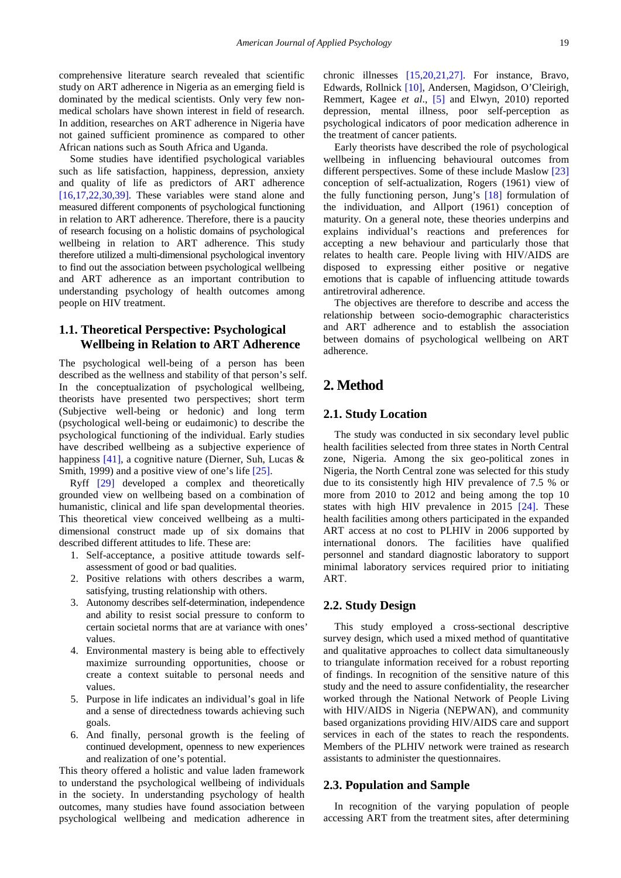comprehensive literature search revealed that scientific study on ART adherence in Nigeria as an emerging field is dominated by the medical scientists. Only very few non-medical scholars have shown interest in field of research. In addition, researches on ART adherence in Nigeria have not gained sufficient prominence as compared to other African nations such as South Africa and Uganda.

Some studies have identified psychological variables such as life satisfaction, happiness, depression, anxiety and quality of life as predictors of ART adherence [16,17,22,30,39]. These variables were stand alone and measured different components of psychological functioning in relation to ART adherence. Therefore, there is a paucity of research focusing on a holistic domains of psychological wellbeing in relation to ART adherence. This study therefore utilized a multi-dimensional psychological inventory to find out the association between psychological wellbeing and ART adherence as an important contribution to understanding psychology of health outcomes among people on HIV treatment.

### 1.1. Theoretical Perspective: Psychological Wellbeing in Relation to ART Adherence

The psychological well-being of a person has been described as the wellness and stability of that person's self. In the conceptualization of psychological wellbeing, theorists have presented two perspectives; short term (Subjective well-being or hedonic) and long term (psychological well-being or eudaimonic) to describe the psychological functioning of the individual. Early studies have described wellbeing as a subjective experience of happiness [41], a cognitive nature (Dierner, Suh, Lucas & Smith, 1999) and a positive view of one's life [25].

Ryff [29] developed a complex and theoretically grounded view on wellbeing based on a combination of humanistic, clinical and life span developmental theories. This theoretical view conceived wellbeing as a multi-dimensional construct made up of six domains that described different attitudes to life. These are:

1. Self-acceptance, a positive attitude towards self-assessment of good or bad qualities.
2. Positive relations with others describes a warm, satisfying, trusting relationship with others.
3. Autonomy describes self-determination, independence and ability to resist social pressure to conform to certain societal norms that are at variance with ones' values.
4. Environmental mastery is being able to effectively maximize surrounding opportunities, choose or create a context suitable to personal needs and values.
5. Purpose in life indicates an individual's goal in life and a sense of directedness towards achieving such goals.
6. And finally, personal growth is the feeling of continued development, openness to new experiences and realization of one's potential.

This theory offered a holistic and value laden framework to understand the psychological wellbeing of individuals in the society. In understanding psychology of health outcomes, many studies have found association between psychological wellbeing and medication adherence in chronic illnesses [15,20,21,27]. For instance, Bravo, Edwards, Rollnick [10], Andersen, Magidson, O'Cleirigh, Remmert, Kagee *et al*., [5] and Elwyn, 2010) reported depression, mental illness, poor self-perception as psychological indicators of poor medication adherence in the treatment of cancer patients.

Early theorists have described the role of psychological wellbeing in influencing behavioural outcomes from different perspectives. Some of these include Maslow [23] conception of self-actualization, Rogers (1961) view of the fully functioning person, Jung's [18] formulation of the individuation, and Allport (1961) conception of maturity. On a general note, these theories underpins and explains individual's reactions and preferences for accepting a new behaviour and particularly those that relates to health care. People living with HIV/AIDS are disposed to expressing either positive or negative emotions that is capable of influencing attitude towards antiretroviral adherence.

The objectives are therefore to describe and access the relationship between socio-demographic characteristics and ART adherence and to establish the association between domains of psychological wellbeing on ART adherence.

## 2. Method

### 2.1. Study Location

The study was conducted in six secondary level public health facilities selected from three states in North Central zone, Nigeria. Among the six geo-political zones in Nigeria, the North Central zone was selected for this study due to its consistently high HIV prevalence of 7.5 % or more from 2010 to 2012 and being among the top 10 states with high HIV prevalence in 2015 [24]. These health facilities among others participated in the expanded ART access at no cost to PLHIV in 2006 supported by international donors. The facilities have qualified personnel and standard diagnostic laboratory to support minimal laboratory services required prior to initiating ART.

### 2.2. Study Design

This study employed a cross-sectional descriptive survey design, which used a mixed method of quantitative and qualitative approaches to collect data simultaneously to triangulate information received for a robust reporting of findings. In recognition of the sensitive nature of this study and the need to assure confidentiality, the researcher worked through the National Network of People Living with HIV/AIDS in Nigeria (NEPWAN), and community based organizations providing HIV/AIDS care and support services in each of the states to reach the respondents. Members of the PLHIV network were trained as research assistants to administer the questionnaires.

### 2.3. Population and Sample

In recognition of the varying population of people accessing ART from the treatment sites, after determining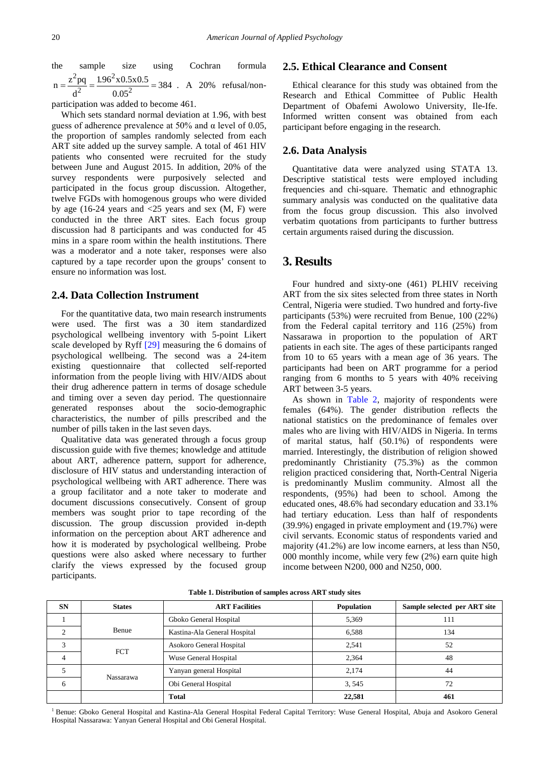the sample size using Cochran formula $n = \frac{z^2pq}{d^2} = \frac{1.96^2x0.5x0.5}{0.05^2} = 384$. A 20% refusal/non-participation was added to become 461.

Which sets standard normal deviation at 1.96, with best guess of adherence prevalence at 50% and α level of 0.05, the proportion of samples randomly selected from each ART site added up the survey sample. A total of 461 HIV patients who consented were recruited for the study between June and August 2015. In addition, 20% of the survey respondents were purposively selected and participated in the focus group discussion. Altogether, twelve FGDs with homogenous groups who were divided by age (16-24 years and <25 years and sex (M, F) were conducted in the three ART sites. Each focus group discussion had 8 participants and was conducted for 45 mins in a spare room within the health institutions. There was a moderator and a note taker, responses were also captured by a tape recorder upon the groups' consent to ensure no information was lost.

## 2.4. Data Collection Instrument

For the quantitative data, two main research instruments were used. The first was a 30 item standardized psychological wellbeing inventory with 5-point Likert scale developed by Ryff [29] measuring the 6 domains of psychological wellbeing. The second was a 24-item existing questionnaire that collected self-reported information from the people living with HIV/AIDS about their drug adherence pattern in terms of dosage schedule and timing over a seven day period. The questionnaire generated responses about the socio-demographic characteristics, the number of pills prescribed and the number of pills taken in the last seven days.

Qualitative data was generated through a focus group discussion guide with five themes; knowledge and attitude about ART, adherence pattern, support for adherence, disclosure of HIV status and understanding interaction of psychological wellbeing with ART adherence. There was a group facilitator and a note taker to moderate and document discussions consecutively. Consent of group members was sought prior to tape recording of the discussion. The group discussion provided in-depth information on the perception about ART adherence and how it is moderated by psychological wellbeing. Probe questions were also asked where necessary to further clarify the views expressed by the focused group participants.

## 2.5. Ethical Clearance and Consent

Ethical clearance for this study was obtained from the Research and Ethical Committee of Public Health Department of Obafemi Awolowo University, Ile-Ife. Informed written consent was obtained from each participant before engaging in the research.

## 2.6. Data Analysis

Quantitative data were analyzed using STATA 13. Descriptive statistical tests were employed including frequencies and chi-square. Thematic and ethnographic summary analysis was conducted on the qualitative data from the focus group discussion. This also involved verbatim quotations from participants to further buttress certain arguments raised during the discussion.

# 3. Results

Four hundred and sixty-one (461) PLHIV receiving ART from the six sites selected from three states in North Central, Nigeria were studied. Two hundred and forty-five participants (53%) were recruited from Benue, 100 (22%) from the Federal capital territory and 116 (25%) from Nassarawa in proportion to the population of ART patients in each site. The ages of these participants ranged from 10 to 65 years with a mean age of 36 years. The participants had been on ART programme for a period ranging from 6 months to 5 years with 40% receiving ART between 3-5 years.

As shown in Table 2, majority of respondents were females (64%). The gender distribution reflects the national statistics on the predominance of females over males who are living with HIV/AIDS in Nigeria. In terms of marital status, half (50.1%) of respondents were married. Interestingly, the distribution of religion showed predominantly Christianity (75.3%) as the common religion practiced considering that, North-Central Nigeria is predominantly Muslim community. Almost all the respondents, (95%) had been to school. Among the educated ones, 48.6% had secondary education and 33.1% had tertiary education. Less than half of respondents (39.9%) engaged in private employment and (19.7%) were civil servants. Economic status of respondents varied and majority (41.2%) are low income earners, at less than N50, 000 monthly income, while very few (2%) earn quite high income between N200, 000 and N250, 000.

**Table 1. Distribution of samples across ART study sites**

| SN | States | ART Facilities | Population | Sample selected per ART site |
|---|---|---|---|---|
| 1 | Benue | Gboko General Hospital | 5,369 | 111 |
| 2 | | Kastina-Ala General Hospital | 6,588 | 134 |
| 3 | FCT | Asokoro General Hospital | 2,541 | 52 |
| 4 | | Wuse General Hospital | 2,364 | 48 |
| 5 | Nassarawa | Yanyan general Hospital | 2,174 | 44 |
| 6 | | Obi General Hospital | 3, 545 | 72 |
| | | **Total** | **22,581** | **461** |

[1] Benue: Gboko General Hospital and Kastina-Ala General Hospital Federal Capital Territory: Wuse General Hospital, Abuja and Asokoro General Hospital Nassarawa: Yanyan General Hospital and Obi General Hospital.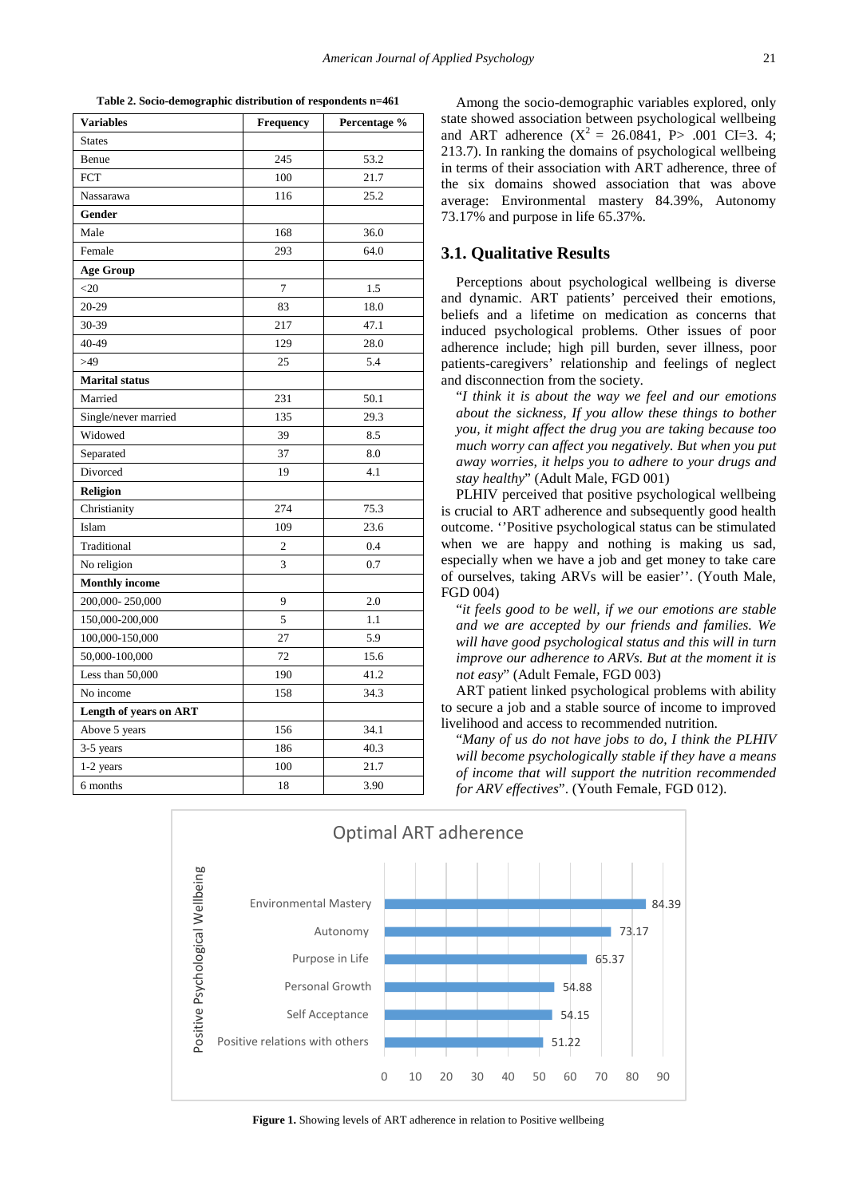**Table 2. Socio-demographic distribution of respondents n=461**

| Variables | Frequency | Percentage % |
|---|---|---|
| States | | |
| Benue | 245 | 53.2 |
| FCT | 100 | 21.7 |
| Nassarawa | 116 | 25.2 |
| **Gender** | | |
| Male | 168 | 36.0 |
| Female | 293 | 64.0 |
| **Age Group** | | |
| <20 | 7 | 1.5 |
| 20-29 | 83 | 18.0 |
| 30-39 | 217 | 47.1 |
| 40-49 | 129 | 28.0 |
| >49 | 25 | 5.4 |
| **Marital status** | | |
| Married | 231 | 50.1 |
| Single/never married | 135 | 29.3 |
| Widowed | 39 | 8.5 |
| Separated | 37 | 8.0 |
| Divorced | 19 | 4.1 |
| **Religion** | | |
| Christianity | 274 | 75.3 |
| Islam | 109 | 23.6 |
| Traditional | 2 | 0.4 |
| No religion | 3 | 0.7 |
| **Monthly income** | | |
| 200,000- 250,000 | 9 | 2.0 |
| 150,000-200,000 | 5 | 1.1 |
| 100,000-150,000 | 27 | 5.9 |
| 50,000-100,000 | 72 | 15.6 |
| Less than 50,000 | 190 | 41.2 |
| No income | 158 | 34.3 |
| **Length of years on ART** | | |
| Above 5 years | 156 | 34.1 |
| 3-5 years | 186 | 40.3 |
| 1-2 years | 100 | 21.7 |
| 6 months | 18 | 3.90 |

Among the socio-demographic variables explored, only state showed association between psychological wellbeing and ART adherence ($X^2$ = 26.0841, P> .001 CI=3. 4; 213.7). In ranking the domains of psychological wellbeing in terms of their association with ART adherence, three of the six domains showed association that was above average: Environmental mastery 84.39%, Autonomy 73.17% and purpose in life 65.37%.

## 3.1. Qualitative Results

Perceptions about psychological wellbeing is diverse and dynamic. ART patients' perceived their emotions, beliefs and a lifetime on medication as concerns that induced psychological problems. Other issues of poor adherence include; high pill burden, sever illness, poor patients-caregivers' relationship and feelings of neglect and disconnection from the society.

"*I think it is about the way we feel and our emotions about the sickness, If you allow these things to bother you, it might affect the drug you are taking because too much worry can affect you negatively. But when you put away worries, it helps you to adhere to your drugs and stay healthy*" (Adult Male, FGD 001)

PLHIV perceived that positive psychological wellbeing is crucial to ART adherence and subsequently good health outcome. ''Positive psychological status can be stimulated when we are happy and nothing is making us sad, especially when we have a job and get money to take care of ourselves, taking ARVs will be easier''. (Youth Male, FGD 004)

"*it feels good to be well, if we our emotions are stable and we are accepted by our friends and families. We will have good psychological status and this will in turn improve our adherence to ARVs. But at the moment it is not easy*" (Adult Female, FGD 003)

ART patient linked psychological problems with ability to secure a job and a stable source of income to improved livelihood and access to recommended nutrition.

"*Many of us do not have jobs to do, I think the PLHIV will become psychologically stable if they have a means of income that will support the nutrition recommended for ARV effectives*". (Youth Female, FGD 012).

**Figure 1.** Showing levels of ART adherence in relation to Positive wellbeing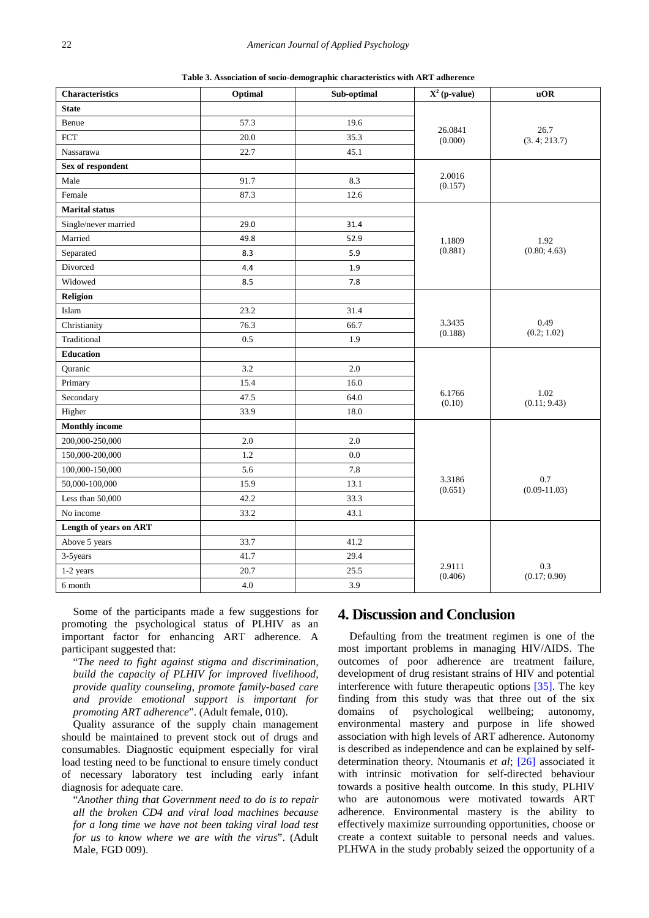**Table 3. Association of socio-demographic characteristics with ART adherence**

| Characteristics | Optimal | Sub-optimal | $X^2$ (p-value) | uOR |
|---|---|---|---|---|
| **State** | | | | |
| Benue | 57.3 | 19.6 | 26.0841 (0.000) | 26.7 (3. 4; 213.7) |
| FCT | 20.0 | 35.3 | | |
| Nassarawa | 22.7 | 45.1 | | |
| **Sex of respondent** | | | | |
| Male | 91.7 | 8.3 | 2.0016 (0.157) | |
| Female | 87.3 | 12.6 | | |
| **Marital status** | | | | |
| Single/never married | 29.0 | 31.4 | 1.1809 (0.881) | 1.92 (0.80; 4.63) |
| Married | 49.8 | 52.9 | | |
| Separated | 8.3 | 5.9 | | |
| Divorced | 4.4 | 1.9 | | |
| Widowed | 8.5 | 7.8 | | |
| **Religion** | | | | |
| Islam | 23.2 | 31.4 | 3.3435 (0.188) | 0.49 (0.2; 1.02) |
| Christianity | 76.3 | 66.7 | | |
| Traditional | 0.5 | 1.9 | | |
| **Education** | | | | |
| Quranic | 3.2 | 2.0 | 6.1766 (0.10) | 1.02 (0.11; 9.43) |
| Primary | 15.4 | 16.0 | | |
| Secondary | 47.5 | 64.0 | | |
| Higher | 33.9 | 18.0 | | |
| **Monthly income** | | | | |
| 200,000-250,000 | 2.0 | 2.0 | 3.3186 (0.651) | 0.7 (0.09-11.03) |
| 150,000-200,000 | 1.2 | 0.0 | | |
| 100,000-150,000 | 5.6 | 7.8 | | |
| 50,000-100,000 | 15.9 | 13.1 | | |
| Less than 50,000 | 42.2 | 33.3 | | |
| No income | 33.2 | 43.1 | | |
| **Length of years on ART** | | | | |
| Above 5 years | 33.7 | 41.2 | 2.9111 (0.406) | 0.3 (0.17; 0.90) |
| 3-5years | 41.7 | 29.4 | | |
| 1-2 years | 20.7 | 25.5 | | |
| 6 month | 4.0 | 3.9 | | |

Some of the participants made a few suggestions for promoting the psychological status of PLHIV as an important factor for enhancing ART adherence. A participant suggested that:

"*The need to fight against stigma and discrimination, build the capacity of PLHIV for improved livelihood, provide quality counseling, promote family-based care and provide emotional support is important for promoting ART adherence*". (Adult female, 010).

Quality assurance of the supply chain management should be maintained to prevent stock out of drugs and consumables. Diagnostic equipment especially for viral load testing need to be functional to ensure timely conduct of necessary laboratory test including early infant diagnosis for adequate care.

"*Another thing that Government need to do is to repair all the broken CD4 and viral load machines because for a long time we have not been taking viral load test for us to know where we are with the virus*". (Adult Male, FGD 009).

# 4. Discussion and Conclusion

Defaulting from the treatment regimen is one of the most important problems in managing HIV/AIDS. The outcomes of poor adherence are treatment failure, development of drug resistant strains of HIV and potential interference with future therapeutic options [35]. The key finding from this study was that three out of the six domains of psychological wellbeing; autonomy, environmental mastery and purpose in life showed association with high levels of ART adherence. Autonomy is described as independence and can be explained by self-determination theory. Ntoumanis *et al*; [26] associated it with intrinsic motivation for self-directed behaviour towards a positive health outcome. In this study, PLHIV who are autonomous were motivated towards ART adherence. Environmental mastery is the ability to effectively maximize surrounding opportunities, choose or create a context suitable to personal needs and values. PLHWA in the study probably seized the opportunity of a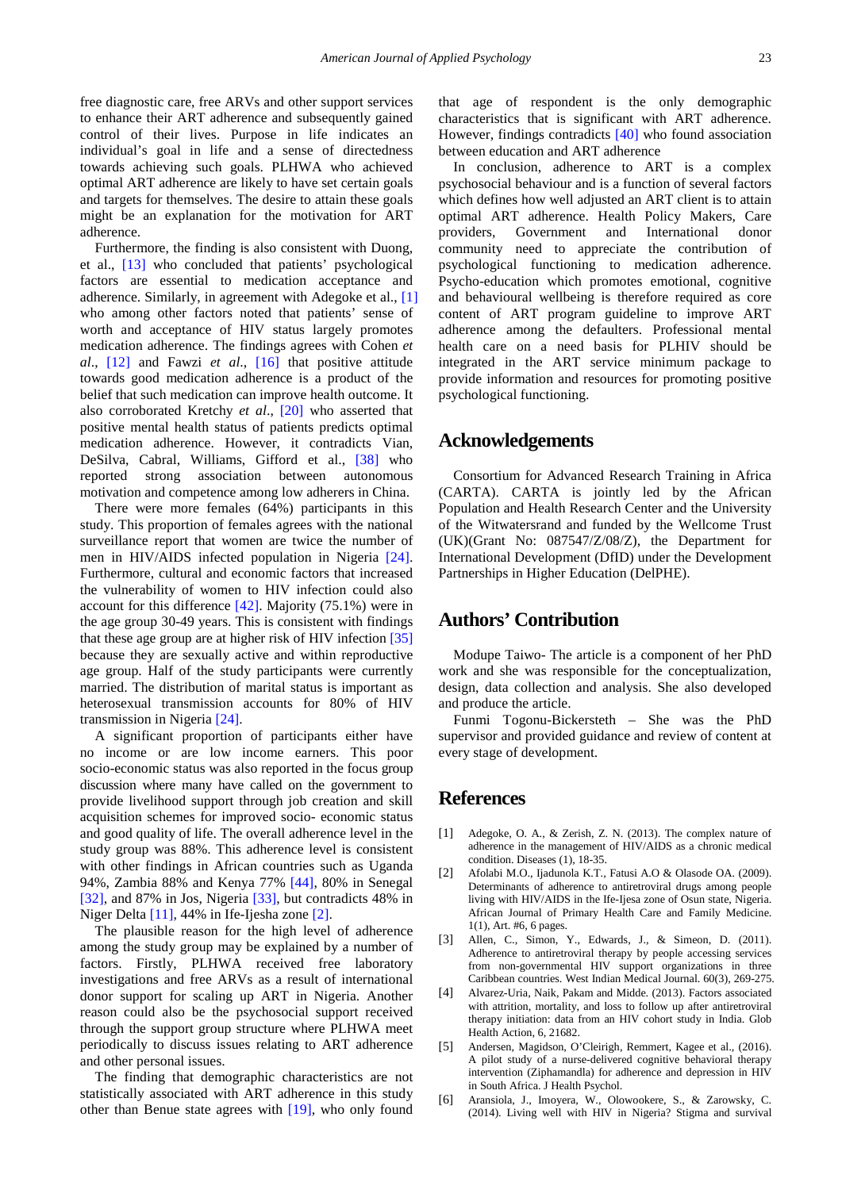free diagnostic care, free ARVs and other support services to enhance their ART adherence and subsequently gained control of their lives. Purpose in life indicates an individual's goal in life and a sense of directedness towards achieving such goals. PLHWA who achieved optimal ART adherence are likely to have set certain goals and targets for themselves. The desire to attain these goals might be an explanation for the motivation for ART adherence.

Furthermore, the finding is also consistent with Duong, et al., [13] who concluded that patients' psychological factors are essential to medication acceptance and adherence. Similarly, in agreement with Adegoke et al., [1] who among other factors noted that patients' sense of worth and acceptance of HIV status largely promotes medication adherence. The findings agrees with Cohen *et al*., [12] and Fawzi *et al*., [16] that positive attitude towards good medication adherence is a product of the belief that such medication can improve health outcome. It also corroborated Kretchy *et al*., [20] who asserted that positive mental health status of patients predicts optimal medication adherence. However, it contradicts Vian, DeSilva, Cabral, Williams, Gifford et al., [38] who reported strong association between autonomous motivation and competence among low adherers in China.

There were more females (64%) participants in this study. This proportion of females agrees with the national surveillance report that women are twice the number of men in HIV/AIDS infected population in Nigeria [24]. Furthermore, cultural and economic factors that increased the vulnerability of women to HIV infection could also account for this difference [42]. Majority (75.1%) were in the age group 30-49 years. This is consistent with findings that these age group are at higher risk of HIV infection [35] because they are sexually active and within reproductive age group. Half of the study participants were currently married. The distribution of marital status is important as heterosexual transmission accounts for 80% of HIV transmission in Nigeria [24].

A significant proportion of participants either have no income or are low income earners. This poor socio-economic status was also reported in the focus group discussion where many have called on the government to provide livelihood support through job creation and skill acquisition schemes for improved socio- economic status and good quality of life. The overall adherence level in the study group was 88%. This adherence level is consistent with other findings in African countries such as Uganda 94%, Zambia 88% and Kenya 77% [44], 80% in Senegal [32], and 87% in Jos, Nigeria [33], but contradicts 48% in Niger Delta [11], 44% in Ife-Ijesha zone [2].

The plausible reason for the high level of adherence among the study group may be explained by a number of factors. Firstly, PLHWA received free laboratory investigations and free ARVs as a result of international donor support for scaling up ART in Nigeria. Another reason could also be the psychosocial support received through the support group structure where PLHWA meet periodically to discuss issues relating to ART adherence and other personal issues.

The finding that demographic characteristics are not statistically associated with ART adherence in this study other than Benue state agrees with [19], who only found that age of respondent is the only demographic characteristics that is significant with ART adherence. However, findings contradicts [40] who found association between education and ART adherence

In conclusion, adherence to ART is a complex psychosocial behaviour and is a function of several factors which defines how well adjusted an ART client is to attain optimal ART adherence. Health Policy Makers, Care providers, Government and International donor community need to appreciate the contribution of psychological functioning to medication adherence. Psycho-education which promotes emotional, cognitive and behavioural wellbeing is therefore required as core content of ART program guideline to improve ART adherence among the defaulters. Professional mental health care on a need basis for PLHIV should be integrated in the ART service minimum package to provide information and resources for promoting positive psychological functioning.

## Acknowledgements

Consortium for Advanced Research Training in Africa (CARTA). CARTA is jointly led by the African Population and Health Research Center and the University of the Witwatersrand and funded by the Wellcome Trust (UK)(Grant No: 087547/Z/08/Z), the Department for International Development (DfID) under the Development Partnerships in Higher Education (DelPHE).

## Authors' Contribution

Modupe Taiwo- The article is a component of her PhD work and she was responsible for the conceptualization, design, data collection and analysis. She also developed and produce the article.

Funmi Togonu-Bickersteth – She was the PhD supervisor and provided guidance and review of content at every stage of development.

## References

[1] Adegoke, O. A., & Zerish, Z. N. (2013). The complex nature of adherence in the management of HIV/AIDS as a chronic medical condition. Diseases (1), 18-35.

[2] Afolabi M.O., Ijadunola K.T., Fatusi A.O & Olasode OA. (2009). Determinants of adherence to antiretroviral drugs among people living with HIV/AIDS in the Ife-Ijesa zone of Osun state, Nigeria. African Journal of Primary Health Care and Family Medicine. 1(1), Art. #6, 6 pages.

[3] Allen, C., Simon, Y., Edwards, J., & Simeon, D. (2011). Adherence to antiretroviral therapy by people accessing services from non-governmental HIV support organizations in three Caribbean countries. West Indian Medical Journal. 60(3), 269-275.

[4] Alvarez-Uria, Naik, Pakam and Midde. (2013). Factors associated with attrition, mortality, and loss to follow up after antiretroviral therapy initiation: data from an HIV cohort study in India. Glob Health Action, 6, 21682.

[5] Andersen, Magidson, O'Cleirigh, Remmert, Kagee et al., (2016). A pilot study of a nurse-delivered cognitive behavioral therapy intervention (Ziphamandla) for adherence and depression in HIV in South Africa. J Health Psychol.

[6] Aransiola, J., Imoyera, W., Olowookere, S., & Zarowsky, C. (2014). Living well with HIV in Nigeria? Stigma and survival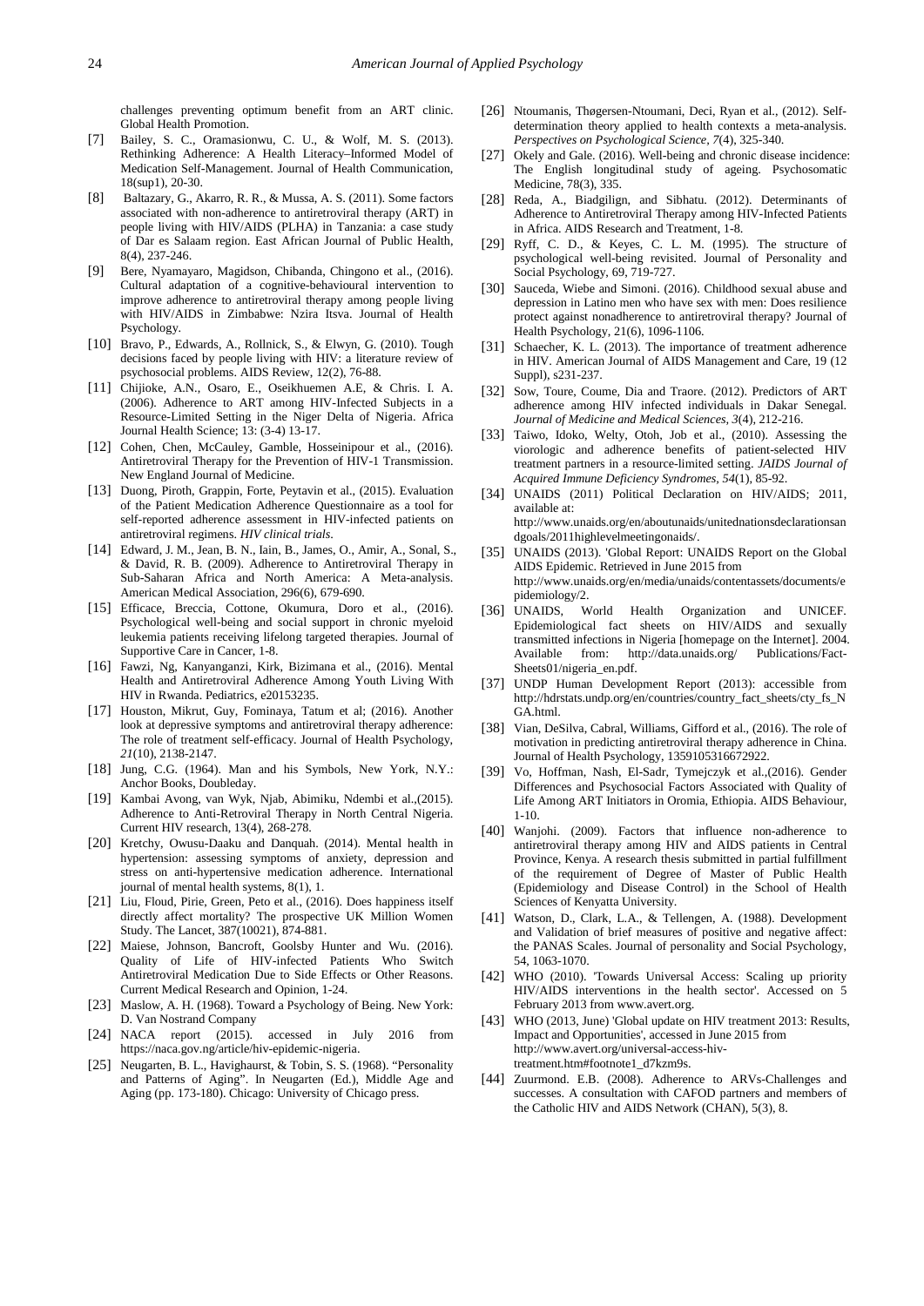challenges preventing optimum benefit from an ART clinic. Global Health Promotion.

[7] Bailey, S. C., Oramasionwu, C. U., & Wolf, M. S. (2013). Rethinking Adherence: A Health Literacy–Informed Model of Medication Self-Management. Journal of Health Communication, 18(sup1), 20-30.

[8] Baltazary, G., Akarro, R. R., & Mussa, A. S. (2011). Some factors associated with non-adherence to antiretroviral therapy (ART) in people living with HIV/AIDS (PLHA) in Tanzania: a case study of Dar es Salaam region. East African Journal of Public Health, 8(4), 237-246.

[9] Bere, Nyamayaro, Magidson, Chibanda, Chingono et al., (2016). Cultural adaptation of a cognitive-behavioural intervention to improve adherence to antiretroviral therapy among people living with HIV/AIDS in Zimbabwe: Nzira Itsva. Journal of Health Psychology.

[10] Bravo, P., Edwards, A., Rollnick, S., & Elwyn, G. (2010). Tough decisions faced by people living with HIV: a literature review of psychosocial problems. AIDS Review, 12(2), 76-88.

[11] Chijioke, A.N., Osaro, E., Oseikhuemen A.E, & Chris. I. A. (2006). Adherence to ART among HIV-Infected Subjects in a Resource-Limited Setting in the Niger Delta of Nigeria. Africa Journal Health Science; 13: (3-4) 13-17.

[12] Cohen, Chen, McCauley, Gamble, Hosseinipour et al., (2016). Antiretroviral Therapy for the Prevention of HIV-1 Transmission. New England Journal of Medicine.

[13] Duong, Piroth, Grappin, Forte, Peytavin et al., (2015). Evaluation of the Patient Medication Adherence Questionnaire as a tool for self-reported adherence assessment in HIV-infected patients on antiretroviral regimens. *HIV clinical trials*.

[14] Edward, J. M., Jean, B. N., Iain, B., James, O., Amir, A., Sonal, S., & David, R. B. (2009). Adherence to Antiretroviral Therapy in Sub-Saharan Africa and North America: A Meta-analysis. American Medical Association, 296(6), 679-690.

[15] Efficace, Breccia, Cottone, Okumura, Doro et al., (2016). Psychological well-being and social support in chronic myeloid leukemia patients receiving lifelong targeted therapies. Journal of Supportive Care in Cancer, 1-8.

[16] Fawzi, Ng, Kanyanganzi, Kirk, Bizimana et al., (2016). Mental Health and Antiretroviral Adherence Among Youth Living With HIV in Rwanda. Pediatrics, e20153235.

[17] Houston, Mikrut, Guy, Fominaya, Tatum et al; (2016). Another look at depressive symptoms and antiretroviral therapy adherence: The role of treatment self-efficacy. Journal of Health Psychology, *21*(10), 2138-2147.

[18] Jung, C.G. (1964). Man and his Symbols, New York, N.Y.: Anchor Books, Doubleday.

[19] Kambai Avong, van Wyk, Njab, Abimiku, Ndembi et al.,(2015). Adherence to Anti-Retroviral Therapy in North Central Nigeria. Current HIV research, 13(4), 268-278.

[20] Kretchy, Owusu-Daaku and Danquah. (2014). Mental health in hypertension: assessing symptoms of anxiety, depression and stress on anti-hypertensive medication adherence. International journal of mental health systems, 8(1), 1.

[21] Liu, Floud, Pirie, Green, Peto et al., (2016). Does happiness itself directly affect mortality? The prospective UK Million Women Study. The Lancet, 387(10021), 874-881.

[22] Maiese, Johnson, Bancroft, Goolsby Hunter and Wu. (2016). Quality of Life of HIV-infected Patients Who Switch Antiretroviral Medication Due to Side Effects or Other Reasons. Current Medical Research and Opinion, 1-24.

[23] Maslow, A. H. (1968). Toward a Psychology of Being. New York: D. Van Nostrand Company

[24] NACA report (2015). accessed in July 2016 from https://naca.gov.ng/article/hiv-epidemic-nigeria.

[25] Neugarten, B. L., Havighaurst, & Tobin, S. S. (1968). "Personality and Patterns of Aging". In Neugarten (Ed.), Middle Age and Aging (pp. 173-180). Chicago: University of Chicago press.

[26] Ntoumanis, Thøgersen-Ntoumani, Deci, Ryan et al., (2012). Self-determination theory applied to health contexts a meta-analysis. *Perspectives on Psychological Science*, *7*(4), 325-340.

[27] Okely and Gale. (2016). Well-being and chronic disease incidence: The English longitudinal study of ageing. Psychosomatic Medicine, 78(3), 335.

[28] Reda, A., Biadgilign, and Sibhatu. (2012). Determinants of Adherence to Antiretroviral Therapy among HIV-Infected Patients in Africa. AIDS Research and Treatment, 1-8.

[29] Ryff, C. D., & Keyes, C. L. M. (1995). The structure of psychological well-being revisited. Journal of Personality and Social Psychology, 69, 719-727.

[30] Sauceda, Wiebe and Simoni. (2016). Childhood sexual abuse and depression in Latino men who have sex with men: Does resilience protect against nonadherence to antiretroviral therapy? Journal of Health Psychology, 21(6), 1096-1106.

[31] Schaecher, K. L. (2013). The importance of treatment adherence in HIV. American Journal of AIDS Management and Care, 19 (12 Suppl), s231-237.

[32] Sow, Toure, Coume, Dia and Traore. (2012). Predictors of ART adherence among HIV infected individuals in Dakar Senegal. *Journal of Medicine and Medical Sciences*, *3*(4), 212-216.

[33] Taiwo, Idoko, Welty, Otoh, Job et al., (2010). Assessing the viorologic and adherence benefits of patient-selected HIV treatment partners in a resource-limited setting. *JAIDS Journal of Acquired Immune Deficiency Syndromes*, *54*(1), 85-92.

[34] UNAIDS (2011) Political Declaration on HIV/AIDS; 2011, available at: http://www.unaids.org/en/aboutunaids/unitednationsdeclarationsandgoals/2011highlevelmeetingonaids/.

[35] UNAIDS (2013). 'Global Report: UNAIDS Report on the Global AIDS Epidemic. Retrieved in June 2015 from http://www.unaids.org/en/media/unaids/contentassets/documents/epidemiology/2.

[36] UNAIDS, World Health Organization and UNICEF. Epidemiological fact sheets on HIV/AIDS and sexually transmitted infections in Nigeria [homepage on the Internet]. 2004. Available from: http://data.unaids.org/ Publications/Fact-Sheets01/nigeria_en.pdf.

[37] UNDP Human Development Report (2013): accessible from http://hdrstats.undp.org/en/countries/country_fact_sheets/cty_fs_NGA.html.

[38] Vian, DeSilva, Cabral, Williams, Gifford et al., (2016). The role of motivation in predicting antiretroviral therapy adherence in China. Journal of Health Psychology, 1359105316672922.

[39] Vo, Hoffman, Nash, El-Sadr, Tymejczyk et al.,(2016). Gender Differences and Psychosocial Factors Associated with Quality of Life Among ART Initiators in Oromia, Ethiopia. AIDS Behaviour, 1-10.

[40] Wanjohi. (2009). Factors that influence non-adherence to antiretroviral therapy among HIV and AIDS patients in Central Province, Kenya. A research thesis submitted in partial fulfillment of the requirement of Degree of Master of Public Health (Epidemiology and Disease Control) in the School of Health Sciences of Kenyatta University.

[41] Watson, D., Clark, L.A., & Tellengen, A. (1988). Development and Validation of brief measures of positive and negative affect: the PANAS Scales. Journal of personality and Social Psychology, 54, 1063-1070.

[42] WHO (2010). 'Towards Universal Access: Scaling up priority HIV/AIDS interventions in the health sector'. Accessed on 5 February 2013 from www.avert.org.

[43] WHO (2013, June) 'Global update on HIV treatment 2013: Results, Impact and Opportunities', accessed in June 2015 from http://www.avert.org/universal-access-hiv-treatment.htm#footnote1_d7kzm9s.

[44] Zuurmond. E.B. (2008). Adherence to ARVs-Challenges and successes. A consultation with CAFOD partners and members of the Catholic HIV and AIDS Network (CHAN), 5(3), 8.